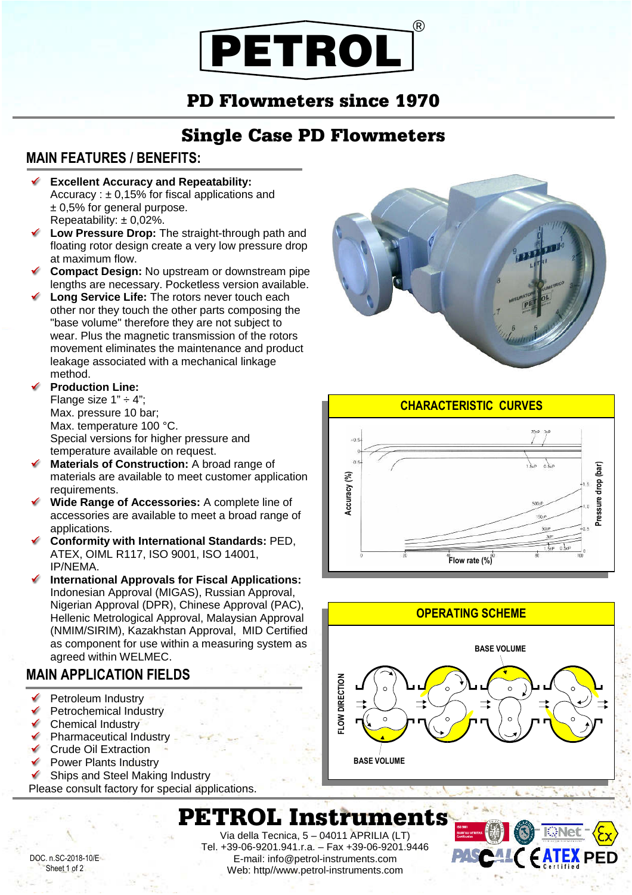# PETROL®

## PD Flowmeters since 1970

# Single Case PD Flowmeters

## MAIN FEATURES / BENEFITS:

- **Excellent Accuracy and Repeatability:** Accuracy : ± 0,15% for fiscal applications and ± 0,5% for general purpose. Repeatability: ± 0,02%.
- **Low Pressure Drop:** The straight-through path and floating rotor design create a very low pressure drop at maximum flow.
- **Compact Design:** No upstream or downstream pipe lengths are necessary. Pocketless version available.
- **Long Service Life:** The rotors never touch each other nor they touch the other parts composing the "base volume" therefore they are not subject to wear. Plus the magnetic transmission of the rotors movement eliminates the maintenance and product leakage associated with a mechanical linkage method.
- **Production Line:** Flange size 1" ÷ 4"; Max. pressure 10 bar; Max. temperature 100 °C. Special versions for higher pressure and temperature available on request.
- **Materials of Construction:** A broad range of materials are available to meet customer application requirements.
- **Wide Range of Accessories:** A complete line of accessories are available to meet a broad range of applications.
- **Conformity with International Standards:** PED, ATEX, OIML R117, ISO 9001, ISO 14001, IP/NEMA.
- **International Approvals for Fiscal Applications:** Indonesian Approval (MIGAS), Russian Approval, Nigerian Approval (DPR), Chinese Approval (PAC), Hellenic Metrological Approval, Malaysian Approval (NMIM/SIRIM), Kazakhstan Approval, MID Certified as component for use within a measuring system as agreed within WELMEC.

## MAIN APPLICATION FIELDS

- Petroleum Industry
- Petrochemical Industry
- Chemical Industry
- Pharmaceutical Industry
- Crude Oil Extraction
- Power Plants Industry
- Ships and Steel Making Industry

Please consult factory for special applications.

### CHARACTERISTIC CURVES

Accuracy (%) — Pressure drop (bar) — Flow rate (%)

### OPERATING SCHEME

BASE VOLUME

FLOW DIRECTION

BASE VOLUME

# PETROL Instruments

Via della Tecnica, 5 – 04011 APRILIA (LT)
Tel. +39-06-9201.941.r.a. – Fax +39-06-9201.9446
E-mail: info@petrol-instruments.com
Web: http//www.petrol-instruments.com

DOC. n.SC-2018-10/E
Sheet 1 of 2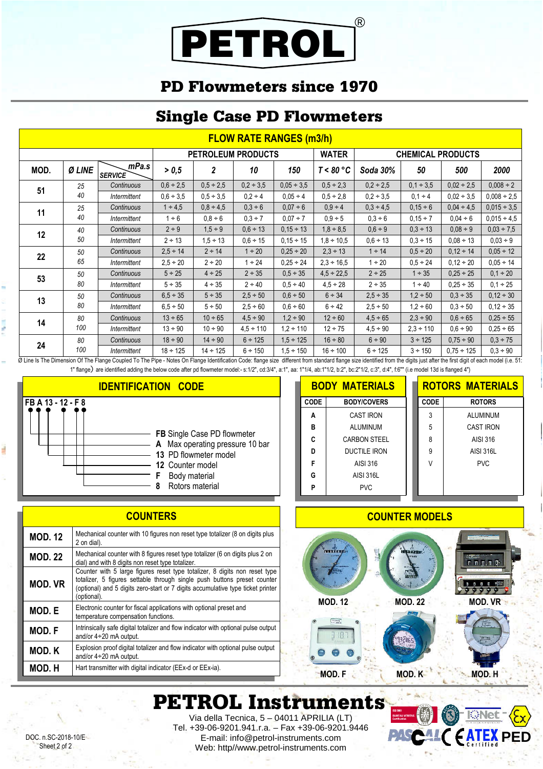# PETROL®

## PD Flowmeters since 1970

## Single Case PD Flowmeters

| FLOW RATE RANGES (m3/h) | | | | | | | | | | | |
|---|---|---|---|---|---|---|---|---|---|---|---|
| | | | PETROLEUM PRODUCTS | | | | WATER | CHEMICAL PRODUCTS | | | |
| MOD. | Ø LINE | mPa.s / SERVICE | > 0,5 | 2 | 10 | 150 | T < 80 °C | Soda 30% | 50 | 500 | 2000 |
| 51 | 25 | Continuous | 0,6 ÷ 2,5 | 0,5 ÷ 2,5 | 0,2 ÷ 3,5 | 0,05 ÷ 3,5 | 0,5 ÷ 2,3 | 0,2 ÷ 2,5 | 0,1 ÷ 3,5 | 0,02 ÷ 2,5 | 0,008 ÷ 2 |
| | 40 | Intermittent | 0,6 ÷ 3,5 | 0,5 ÷ 3,5 | 0,2 ÷ 4 | 0,05 ÷ 4 | 0,5 ÷ 2,8 | 0,2 ÷ 3,5 | 0,1 ÷ 4 | 0,02 ÷ 3,5 | 0,008 ÷ 2,5 |
| 11 | 25 | Continuous | 1 ÷ 4,5 | 0,8 ÷ 4,5 | 0,3 ÷ 6 | 0,07 ÷ 6 | 0,9 ÷ 4 | 0,3 ÷ 4,5 | 0,15 ÷ 6 | 0,04 ÷ 4,5 | 0,015 ÷ 3,5 |
| | 40 | Intermittent | 1 ÷ 6 | 0,8 ÷ 6 | 0,3 ÷ 7 | 0,07 ÷ 7 | 0,9 ÷ 5 | 0,3 ÷ 6 | 0,15 ÷ 7 | 0,04 ÷ 6 | 0,015 ÷ 4,5 |
| 12 | 40 | Continuous | 2 ÷ 9 | 1,5 ÷ 9 | 0,6 ÷ 13 | 0,15 ÷ 13 | 1,8 ÷ 8,5 | 0,6 ÷ 9 | 0,3 ÷ 13 | 0,08 ÷ 9 | 0,03 ÷ 7,5 |
| | 50 | Intermittent | 2 ÷ 13 | 1,5 ÷ 13 | 0,6 ÷ 15 | 0,15 ÷ 15 | 1,8 ÷ 10,5 | 0,6 ÷ 13 | 0,3 ÷ 15 | 0,08 ÷ 13 | 0,03 ÷ 9 |
| 22 | 50 | Continuous | 2,5 ÷ 14 | 2 ÷ 14 | 1 ÷ 20 | 0,25 ÷ 20 | 2,3 ÷ 13 | 1 ÷ 14 | 0,5 ÷ 20 | 0,12 ÷ 14 | 0,05 ÷ 12 |
| | 65 | Intermittent | 2,5 ÷ 20 | 2 ÷ 20 | 1 ÷ 24 | 0,25 ÷ 24 | 2,3 ÷ 16,5 | 1 ÷ 20 | 0,5 ÷ 24 | 0,12 ÷ 20 | 0,05 ÷ 14 |
| 53 | 50 | Continuous | 5 ÷ 25 | 4 ÷ 25 | 2 ÷ 35 | 0,5 ÷ 35 | 4,5 ÷ 22,5 | 2 ÷ 25 | 1 ÷ 35 | 0,25 ÷ 25 | 0,1 ÷ 20 |
| | 80 | Intermittent | 5 ÷ 35 | 4 ÷ 35 | 2 ÷ 40 | 0,5 ÷ 40 | 4,5 ÷ 28 | 2 ÷ 35 | 1 ÷ 40 | 0,25 ÷ 35 | 0,1 ÷ 25 |
| 13 | 50 | Continuous | 6,5 ÷ 35 | 5 ÷ 35 | 2,5 ÷ 50 | 0,6 ÷ 50 | 6 ÷ 34 | 2,5 ÷ 35 | 1,2 ÷ 50 | 0,3 ÷ 35 | 0,12 ÷ 30 |
| | 80 | Intermittent | 6,5 ÷ 50 | 5 ÷ 50 | 2,5 ÷ 60 | 0,6 ÷ 60 | 6 ÷ 42 | 2,5 ÷ 50 | 1,2 ÷ 60 | 0,3 ÷ 50 | 0,12 ÷ 35 |
| 14 | 80 | Continuous | 13 ÷ 65 | 10 ÷ 65 | 4,5 ÷ 90 | 1,2 ÷ 90 | 12 ÷ 60 | 4,5 ÷ 65 | 2,3 ÷ 90 | 0,6 ÷ 65 | 0,25 ÷ 55 |
| | 100 | Intermittent | 13 ÷ 90 | 10 ÷ 90 | 4,5 ÷ 110 | 1,2 ÷ 110 | 12 ÷ 75 | 4,5 ÷ 90 | 2,3 ÷ 110 | 0,6 ÷ 90 | 0,25 ÷ 65 |
| 24 | 80 | Continuous | 18 ÷ 90 | 14 ÷ 90 | 6 ÷ 125 | 1,5 ÷ 125 | 16 ÷ 80 | 6 ÷ 90 | 3 ÷ 125 | 0,75 ÷ 90 | 0,3 ÷ 75 |
| | 100 | Intermittent | 18 ÷ 125 | 14 ÷ 125 | 6 ÷ 150 | 1,5 ÷ 150 | 16 ÷ 100 | 6 ÷ 125 | 3 ÷ 150 | 0,75 ÷ 125 | 0,3 ÷ 90 |

Ø Line Is The Dimension Of The Flange Coupled To The Pipe - Notes On Flange Identification Code: flange size different from standard flange size identified from the digits just after the first digit of each model (i.e. 51: 1" flange) are identified adding the below code after pd flowmeter model:- s:1/2", cd:3/4", a:1", aa: 1"1/4, ab:1"1/2, b:2", bc:2"1/2, c:3", d:4", f:6"" (i.e model 13d is flanged 4")

## IDENTIFICATION CODE

**FB A 13 - 12 - F 8**

- **FB** Single Case PD flowmeter
- **A** Max operating pressure 10 bar
- **13** PD flowmeter model
- **12** Counter model
- **F** Body material
- **8** Rotors material

## BODY MATERIALS

| CODE | BODY/COVERS |
|---|---|
| A | CAST IRON |
| B | ALUMINUM |
| C | CARBON STEEL |
| D | DUCTILE IRON |
| F | AISI 316 |
| G | AISI 316L |
| P | PVC |

## ROTORS MATERIALS

| CODE | ROTORS |
|---|---|
| 3 | ALUMINUM |
| 5 | CAST IRON |
| 8 | AISI 316 |
| 9 | AISI 316L |
| V | PVC |

## COUNTERS

| | |
|---|---|
| **MOD. 12** | Mechanical counter with 10 figures non reset type totalizer (8 on digits plus 2 on dial). |
| **MOD. 22** | Mechanical counter with 8 figures reset type totalizer (6 on digits plus 2 on dial) and with 8 digits non reset type totalizer. |
| **MOD. VR** | Counter with 5 large figures reset type totalizer, 8 digits non reset type totalizer, 5 figures settable through single push buttons preset counter (optional) and 5 digits zero-start or 7 digits accumulative type ticket printer (optional). |
| **MOD. E** | Electronic counter for fiscal applications with optional preset and temperature compensation functions. |
| **MOD. F** | Intrinsically safe digital totalizer and flow indicator with optional pulse output and/or 4÷20 mA output. |
| **MOD. K** | Explosion proof digital totalizer and flow indicator with optional pulse output and/or 4÷20 mA output. |
| **MOD. H** | Hart transmitter with digital indicator (EEx-d or EEx-ia). |

## COUNTER MODELS

MOD. 12 MOD. 22 MOD. VR

MOD. F MOD. K MOD. H

# PETROL Instruments

Via della Tecnica, 5 – 04011 APRILIA (LT)
Tel. +39-06-9201.941.r.a. – Fax +39-06-9201.9446
E-mail: info@petrol-instruments.com
Web: http//www.petrol-instruments.com

DOC. n.SC-2018-10/E
Sheet 2 of 2